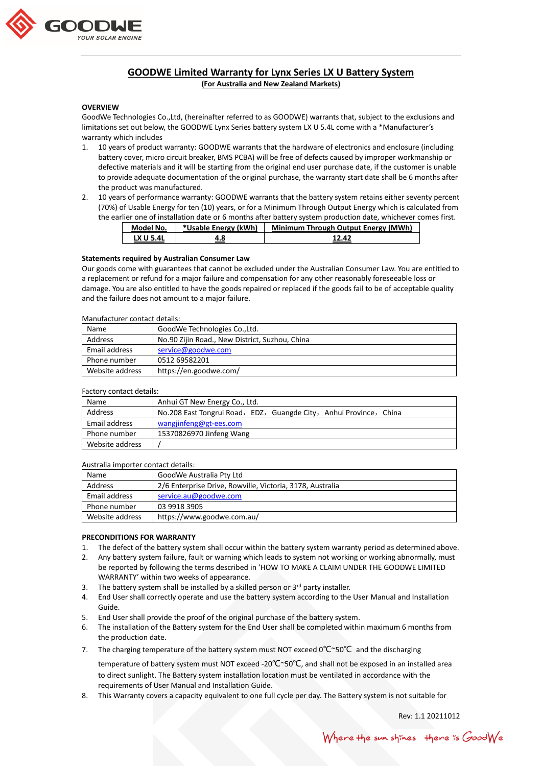# GOODWE Limited Warranty for Lynx Series LX U Battery System

**(For Australia and New Zealand Markets)**

**OVERVIEW**

GoodWe Technologies Co.,Ltd, (hereinafter referred to as GOODWE) warrants that, subject to the exclusions and limitations set out below, the GOODWE Lynx Series battery system LX U 5.4L come with a *Manufacturer's warranty which includes

1. 10 years of product warranty: GOODWE warrants that the hardware of electronics and enclosure (including battery cover, micro circuit breaker, BMS PCBA) will be free of defects caused by improper workmanship or defective materials and it will be starting from the original end user purchase date, if the customer is unable to provide adequate documentation of the original purchase, the warranty start date shall be 6 months after the product was manufactured.
2. 10 years of performance warranty: GOODWE warrants that the battery system retains either seventy percent (70%) of Usable Energy for ten (10) years, or for a Minimum Through Output Energy which is calculated from the earlier one of installation date or 6 months after battery system production date, whichever comes first.

| Model No. | *Usable Energy (kWh) | Minimum Through Output Energy (MWh) |
|---|---|---|
| LX U 5.4L | 4.8 | 12.42 |

**Statements required by Australian Consumer Law**

Our goods come with guarantees that cannot be excluded under the Australian Consumer Law. You are entitled to a replacement or refund for a major failure and compensation for any other reasonably foreseeable loss or damage. You are also entitled to have the goods repaired or replaced if the goods fail to be of acceptable quality and the failure does not amount to a major failure.

Manufacturer contact details:

| Name | GoodWe Technologies Co.,Ltd. |
|---|---|
| Address | No.90 Zijin Road., New District, Suzhou, China |
| Email address | service@goodwe.com |
| Phone number | 0512 69582201 |
| Website address | https://en.goodwe.com/ |

Factory contact details:

| Name | Anhui GT New Energy Co., Ltd. |
|---|---|
| Address | No.208 East Tongrui Road，EDZ，Guangde City，Anhui Province，China |
| Email address | wangjinfeng@gt-ees.com |
| Phone number | 15370826970 Jinfeng Wang |
| Website address | / |

Australia importer contact details:

| Name | GoodWe Australia Pty Ltd |
|---|---|
| Address | 2/6 Enterprise Drive, Rowville, Victoria, 3178, Australia |
| Email address | service.au@goodwe.com |
| Phone number | 03 9918 3905 |
| Website address | https://www.goodwe.com.au/ |

**PRECONDITIONS FOR WARRANTY**

1. The defect of the battery system shall occur within the battery system warranty period as determined above.
2. Any battery system failure, fault or warning which leads to system not working or working abnormally, must be reported by following the terms described in 'HOW TO MAKE A CLAIM UNDER THE GOODWE LIMITED WARRANTY' within two weeks of appearance.
3. The battery system shall be installed by a skilled person or 3rd party installer.
4. End User shall correctly operate and use the battery system according to the User Manual and Installation Guide.
5. End User shall provide the proof of the original purchase of the battery system.
6. The installation of the Battery system for the End User shall be completed within maximum 6 months from the production date.
7. The charging temperature of the battery system must NOT exceed 0℃~50℃ and the discharging temperature of battery system must NOT exceed -20℃~50℃, and shall not be exposed in an installed area to direct sunlight. The Battery system installation location must be ventilated in accordance with the requirements of User Manual and Installation Guide.
8. This Warranty covers a capacity equivalent to one full cycle per day. The Battery system is not suitable for

Rev: 1.1 20211012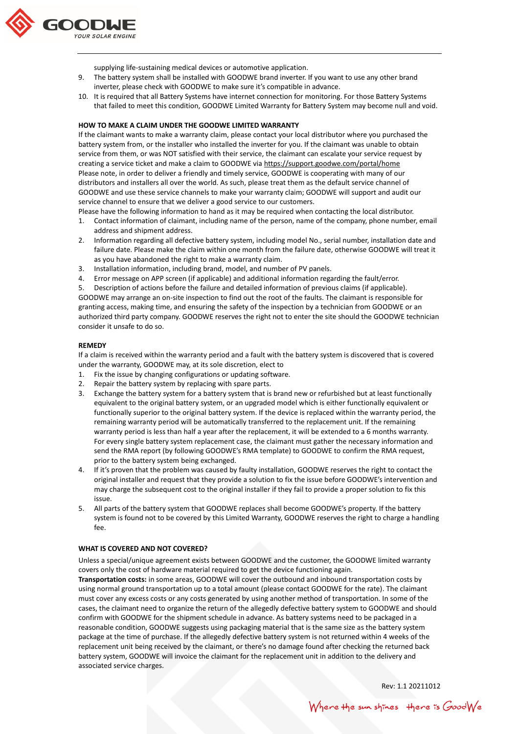supplying life-sustaining medical devices or automotive application.

9. The battery system shall be installed with GOODWE brand inverter. If you want to use any other brand inverter, please check with GOODWE to make sure it's compatible in advance.
10. It is required that all Battery Systems have internet connection for monitoring. For those Battery Systems that failed to meet this condition, GOODWE Limited Warranty for Battery System may become null and void.

**HOW TO MAKE A CLAIM UNDER THE GOODWE LIMITED WARRANTY**

If the claimant wants to make a warranty claim, please contact your local distributor where you purchased the battery system from, or the installer who installed the inverter for you. If the claimant was unable to obtain service from them, or was NOT satisfied with their service, the claimant can escalate your service request by creating a service ticket and make a claim to GOODWE via https://support.goodwe.com/portal/home

Please note, in order to deliver a friendly and timely service, GOODWE is cooperating with many of our distributors and installers all over the world. As such, please treat them as the default service channel of GOODWE and use these service channels to make your warranty claim; GOODWE will support and audit our service channel to ensure that we deliver a good service to our customers.

Please have the following information to hand as it may be required when contacting the local distributor.

1. Contact information of claimant, including name of the person, name of the company, phone number, email address and shipment address.
2. Information regarding all defective battery system, including model No., serial number, installation date and failure date. Please make the claim within one month from the failure date, otherwise GOODWE will treat it as you have abandoned the right to make a warranty claim.
3. Installation information, including brand, model, and number of PV panels.
4. Error message on APP screen (if applicable) and additional information regarding the fault/error.
5. Description of actions before the failure and detailed information of previous claims (if applicable).

GOODWE may arrange an on-site inspection to find out the root of the faults. The claimant is responsible for granting access, making time, and ensuring the safety of the inspection by a technician from GOODWE or an authorized third party company. GOODWE reserves the right not to enter the site should the GOODWE technician consider it unsafe to do so.

**REMEDY**

If a claim is received within the warranty period and a fault with the battery system is discovered that is covered under the warranty, GOODWE may, at its sole discretion, elect to

1. Fix the issue by changing configurations or updating software.
2. Repair the battery system by replacing with spare parts.
3. Exchange the battery system for a battery system that is brand new or refurbished but at least functionally equivalent to the original battery system, or an upgraded model which is either functionally equivalent or functionally superior to the original battery system. If the device is replaced within the warranty period, the remaining warranty period will be automatically transferred to the replacement unit. If the remaining warranty period is less than half a year after the replacement, it will be extended to a 6 months warranty. For every single battery system replacement case, the claimant must gather the necessary information and send the RMA report (by following GOODWE's RMA template) to GOODWE to confirm the RMA request, prior to the battery system being exchanged.
4. If it's proven that the problem was caused by faulty installation, GOODWE reserves the right to contact the original installer and request that they provide a solution to fix the issue before GOODWE's intervention and may charge the subsequent cost to the original installer if they fail to provide a proper solution to fix this issue.
5. All parts of the battery system that GOODWE replaces shall become GOODWE's property. If the battery system is found not to be covered by this Limited Warranty, GOODWE reserves the right to charge a handling fee.

**WHAT IS COVERED AND NOT COVERED?**

Unless a special/unique agreement exists between GOODWE and the customer, the GOODWE limited warranty covers only the cost of hardware material required to get the device functioning again.

**Transportation costs:** in some areas, GOODWE will cover the outbound and inbound transportation costs by using normal ground transportation up to a total amount (please contact GOODWE for the rate). The claimant must cover any excess costs or any costs generated by using another method of transportation. In some of the cases, the claimant need to organize the return of the allegedly defective battery system to GOODWE and should confirm with GOODWE for the shipment schedule in advance. As battery systems need to be packaged in a reasonable condition, GOODWE suggests using packaging material that is the same size as the battery system package at the time of purchase. If the allegedly defective battery system is not returned within 4 weeks of the replacement unit being received by the claimant, or there's no damage found after checking the returned back battery system, GOODWE will invoice the claimant for the replacement unit in addition to the delivery and associated service charges.

Rev: 1.1 20211012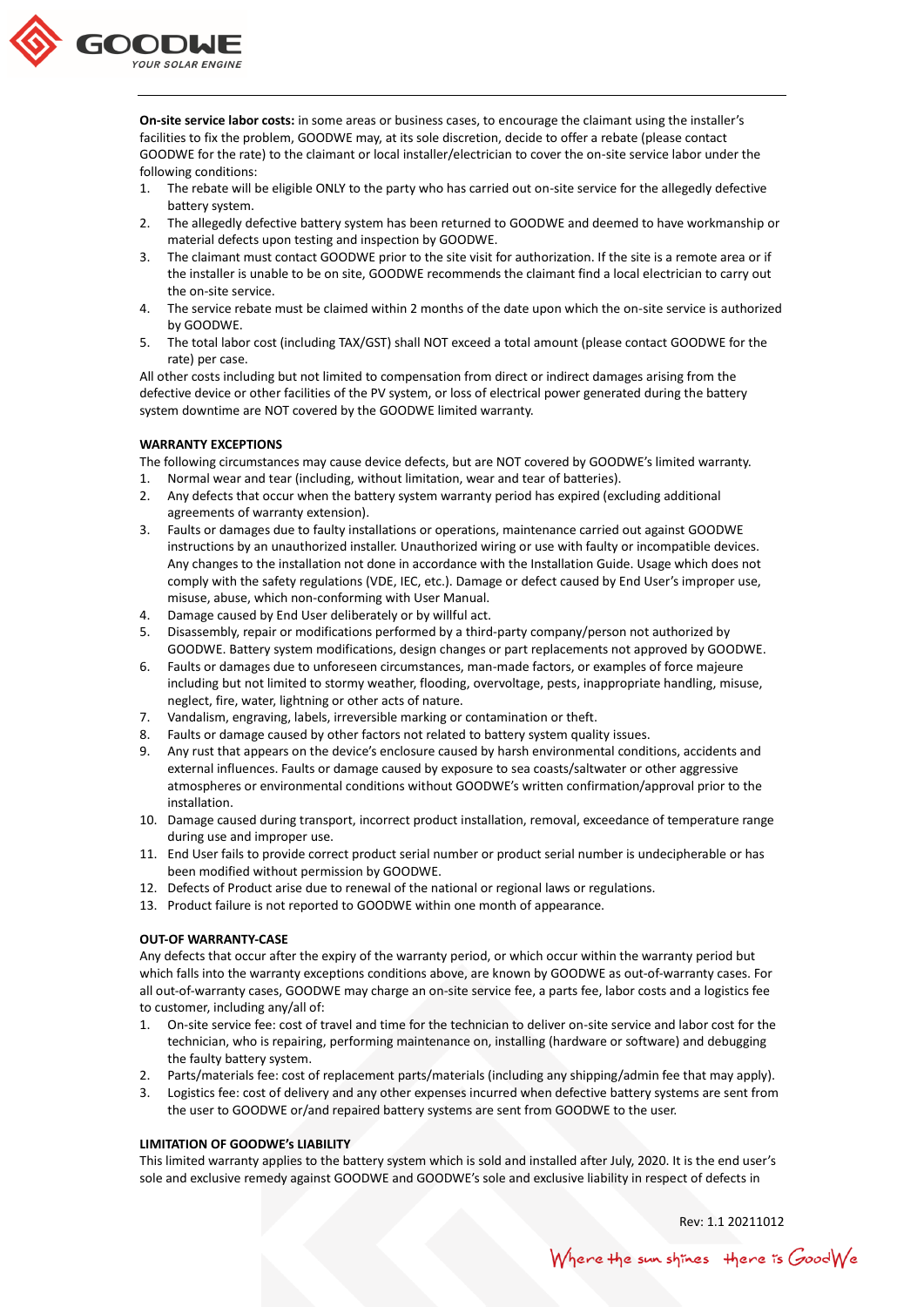**On-site service labor costs:** in some areas or business cases, to encourage the claimant using the installer's facilities to fix the problem, GOODWE may, at its sole discretion, decide to offer a rebate (please contact GOODWE for the rate) to the claimant or local installer/electrician to cover the on-site service labor under the following conditions:

1. The rebate will be eligible ONLY to the party who has carried out on-site service for the allegedly defective battery system.
2. The allegedly defective battery system has been returned to GOODWE and deemed to have workmanship or material defects upon testing and inspection by GOODWE.
3. The claimant must contact GOODWE prior to the site visit for authorization. If the site is a remote area or if the installer is unable to be on site, GOODWE recommends the claimant find a local electrician to carry out the on-site service.
4. The service rebate must be claimed within 2 months of the date upon which the on-site service is authorized by GOODWE.
5. The total labor cost (including TAX/GST) shall NOT exceed a total amount (please contact GOODWE for the rate) per case.

All other costs including but not limited to compensation from direct or indirect damages arising from the defective device or other facilities of the PV system, or loss of electrical power generated during the battery system downtime are NOT covered by the GOODWE limited warranty.

**WARRANTY EXCEPTIONS**

The following circumstances may cause device defects, but are NOT covered by GOODWE's limited warranty.

1. Normal wear and tear (including, without limitation, wear and tear of batteries).
2. Any defects that occur when the battery system warranty period has expired (excluding additional agreements of warranty extension).
3. Faults or damages due to faulty installations or operations, maintenance carried out against GOODWE instructions by an unauthorized installer. Unauthorized wiring or use with faulty or incompatible devices. Any changes to the installation not done in accordance with the Installation Guide. Usage which does not comply with the safety regulations (VDE, IEC, etc.). Damage or defect caused by End User's improper use, misuse, abuse, which non-conforming with User Manual.
4. Damage caused by End User deliberately or by willful act.
5. Disassembly, repair or modifications performed by a third-party company/person not authorized by GOODWE. Battery system modifications, design changes or part replacements not approved by GOODWE.
6. Faults or damages due to unforeseen circumstances, man-made factors, or examples of force majeure including but not limited to stormy weather, flooding, overvoltage, pests, inappropriate handling, misuse, neglect, fire, water, lightning or other acts of nature.
7. Vandalism, engraving, labels, irreversible marking or contamination or theft.
8. Faults or damage caused by other factors not related to battery system quality issues.
9. Any rust that appears on the device's enclosure caused by harsh environmental conditions, accidents and external influences. Faults or damage caused by exposure to sea coasts/saltwater or other aggressive atmospheres or environmental conditions without GOODWE's written confirmation/approval prior to the installation.
10. Damage caused during transport, incorrect product installation, removal, exceedance of temperature range during use and improper use.
11. End User fails to provide correct product serial number or product serial number is undecipherable or has been modified without permission by GOODWE.
12. Defects of Product arise due to renewal of the national or regional laws or regulations.
13. Product failure is not reported to GOODWE within one month of appearance.

**OUT-OF WARRANTY-CASE**

Any defects that occur after the expiry of the warranty period, or which occur within the warranty period but which falls into the warranty exceptions conditions above, are known by GOODWE as out-of-warranty cases. For all out-of-warranty cases, GOODWE may charge an on-site service fee, a parts fee, labor costs and a logistics fee to customer, including any/all of:

1. On-site service fee: cost of travel and time for the technician to deliver on-site service and labor cost for the technician, who is repairing, performing maintenance on, installing (hardware or software) and debugging the faulty battery system.
2. Parts/materials fee: cost of replacement parts/materials (including any shipping/admin fee that may apply).
3. Logistics fee: cost of delivery and any other expenses incurred when defective battery systems are sent from the user to GOODWE or/and repaired battery systems are sent from GOODWE to the user.

**LIMITATION OF GOODWE's LIABILITY**

This limited warranty applies to the battery system which is sold and installed after July, 2020. It is the end user's sole and exclusive remedy against GOODWE and GOODWE's sole and exclusive liability in respect of defects in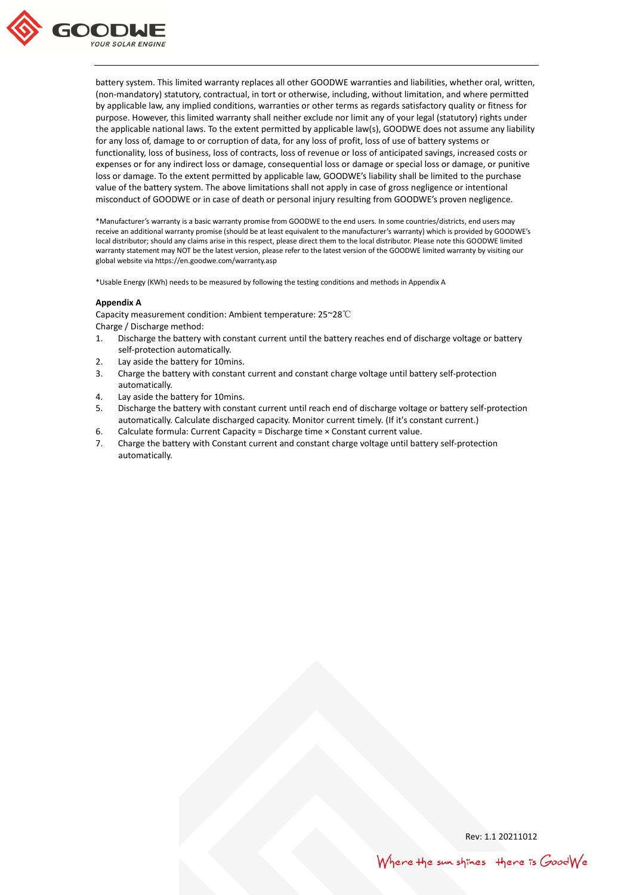battery system. This limited warranty replaces all other GOODWE warranties and liabilities, whether oral, written, (non-mandatory) statutory, contractual, in tort or otherwise, including, without limitation, and where permitted by applicable law, any implied conditions, warranties or other terms as regards satisfactory quality or fitness for purpose. However, this limited warranty shall neither exclude nor limit any of your legal (statutory) rights under the applicable national laws. To the extent permitted by applicable law(s), GOODWE does not assume any liability for any loss of, damage to or corruption of data, for any loss of profit, loss of use of battery systems or functionality, loss of business, loss of contracts, loss of revenue or loss of anticipated savings, increased costs or expenses or for any indirect loss or damage, consequential loss or damage or special loss or damage, or punitive loss or damage. To the extent permitted by applicable law, GOODWE's liability shall be limited to the purchase value of the battery system. The above limitations shall not apply in case of gross negligence or intentional misconduct of GOODWE or in case of death or personal injury resulting from GOODWE's proven negligence.

*Manufacturer's warranty is a basic warranty promise from GOODWE to the end users. In some countries/districts, end users may receive an additional warranty promise (should be at least equivalent to the manufacturer's warranty) which is provided by GOODWE's local distributor; should any claims arise in this respect, please direct them to the local distributor. Please note this GOODWE limited warranty statement may NOT be the latest version, please refer to the latest version of the GOODWE limited warranty by visiting our global website via https://en.goodwe.com/warranty.asp

*Usable Energy (KWh) needs to be measured by following the testing conditions and methods in Appendix A

**Appendix A**

Capacity measurement condition: Ambient temperature: 25~28℃

Charge / Discharge method:

1. Discharge the battery with constant current until the battery reaches end of discharge voltage or battery self-protection automatically.
2. Lay aside the battery for 10mins.
3. Charge the battery with constant current and constant charge voltage until battery self-protection automatically.
4. Lay aside the battery for 10mins.
5. Discharge the battery with constant current until reach end of discharge voltage or battery self-protection automatically. Calculate discharged capacity. Monitor current timely. (If it's constant current.)
6. Calculate formula: Current Capacity = Discharge time × Constant current value.
7. Charge the battery with Constant current and constant charge voltage until battery self-protection automatically.

Rev: 1.1 20211012